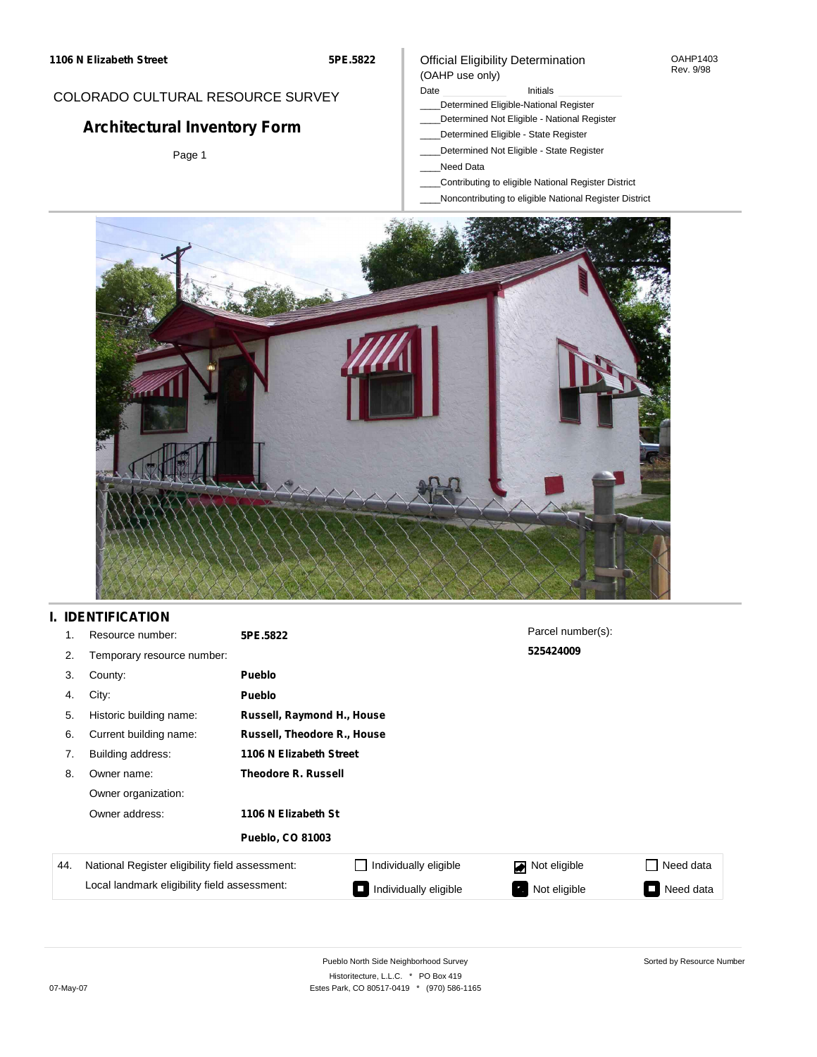1106 N Elizabeth Street | 5PE.5822

COLORADO CULTURAL RESOURCE SURVEY

# Architectural Inventory Form

Official Eligibility Determination
(OAHP use only)

OAHP1403
Rev. 9/98

Date ________ Initials ________

____Determined Eligible-National Register
____Determined Not Eligible - National Register
____Determined Eligible - State Register
____Determined Not Eligible - State Register
____Need Data
____Contributing to eligible National Register District
____Noncontributing to eligible National Register District

## I. IDENTIFICATION

1. Resource number: **5PE.5822**
2. Temporary resource number:
3. County: **Pueblo**
4. City: **Pueblo**
5. Historic building name: **Russell, Raymond H., House**
6. Current building name: **Russell, Theodore R., House**
7. Building address: **1106 N Elizabeth Street**
8. Owner name: **Theodore R. Russell**

   Owner organization:

   Owner address: **1106 N Elizabeth St**

   **Pueblo, CO 81003**

Parcel number(s): **525424009**

| 44. | National Register eligibility field assessment: | ☐ Individually eligible | ☑ Not eligible | ☐ Need data |
|---|---|---|---|---|
| | Local landmark eligibility field assessment: | ■ Individually eligible | ■ Not eligible | ■ Need data |

Pueblo North Side Neighborhood Survey
Historitecture, L.L.C. * PO Box 419
Estes Park, CO 80517-0419 * (970) 586-1165

07-May-07

Sorted by Resource Number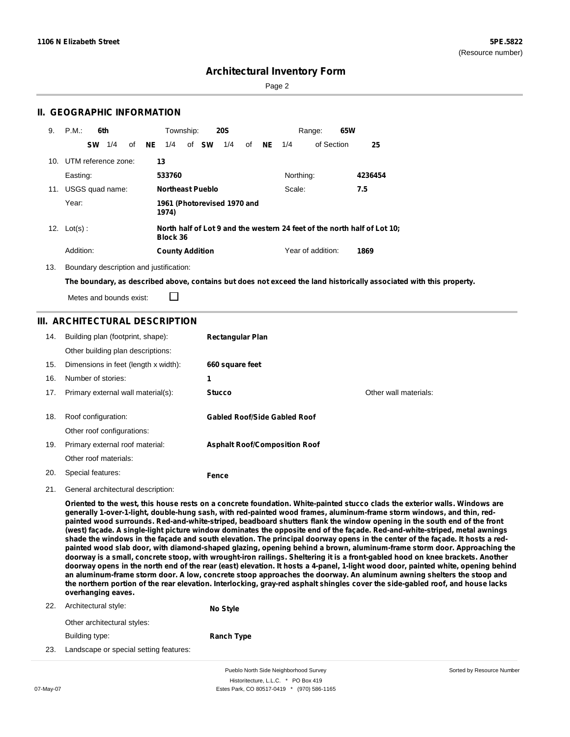**1106 N Elizabeth Street** **5PE.5822**
(Resource number)

# Architectural Inventory Form

## II. GEOGRAPHIC INFORMATION

9. P.M.: **6th** Township: **20S** Range: **65W**
**SW** 1/4 of **NE** 1/4 of **SW** 1/4 of **NE** 1/4 of Section **25**

10. UTM reference zone: **13**
Easting: **533760** Northing: **4236454**

11. USGS quad name: **Northeast Pueblo** Scale: **7.5**
Year: **1961 (Photorevised 1970 and 1974)**

12. Lot(s) : **North half of Lot 9 and the western 24 feet of the north half of Lot 10; Block 36**
Addition: **County Addition** Year of addition: **1869**

13. Boundary description and justification:
**The boundary, as described above, contains but does not exceed the land historically associated with this property.**
Metes and bounds exist: ☐

## III. ARCHITECTURAL DESCRIPTION

14. Building plan (footprint, shape): **Rectangular Plan**
Other building plan descriptions:
15. Dimensions in feet (length x width): **660 square feet**
16. Number of stories: **1**
17. Primary external wall material(s): **Stucco** Other wall materials:
18. Roof configuration: **Gabled Roof/Side Gabled Roof**
Other roof configurations:
19. Primary external roof material: **Asphalt Roof/Composition Roof**
Other roof materials:
20. Special features: **Fence**
21. General architectural description:

**Oriented to the west, this house rests on a concrete foundation. White-painted stucco clads the exterior walls. Windows are generally 1-over-1-light, double-hung sash, with red-painted wood frames, aluminum-frame storm windows, and thin, red-painted wood surrounds. Red-and-white-striped, beadboard shutters flank the window opening in the south end of the front (west) façade. A single-light picture window dominates the opposite end of the façade. Red-and-white-striped, metal awnings shade the windows in the façade and south elevation. The principal doorway opens in the center of the façade. It hosts a red-painted wood slab door, with diamond-shaped glazing, opening behind a brown, aluminum-frame storm door. Approaching the doorway is a small, concrete stoop, with wrought-iron railings. Sheltering it is a front-gabled hood on knee brackets. Another doorway opens in the north end of the rear (east) elevation. It hosts a 4-panel, 1-light wood door, painted white, opening behind an aluminum-frame storm door. A low, concrete stoop approaches the doorway. An aluminum awning shelters the stoop and the northern portion of the rear elevation. Interlocking, gray-red asphalt shingles cover the side-gabled roof, and house lacks overhanging eaves.**

22. Architectural style: **No Style**
Other architectural styles:
Building type: **Ranch Type**
23. Landscape or special setting features: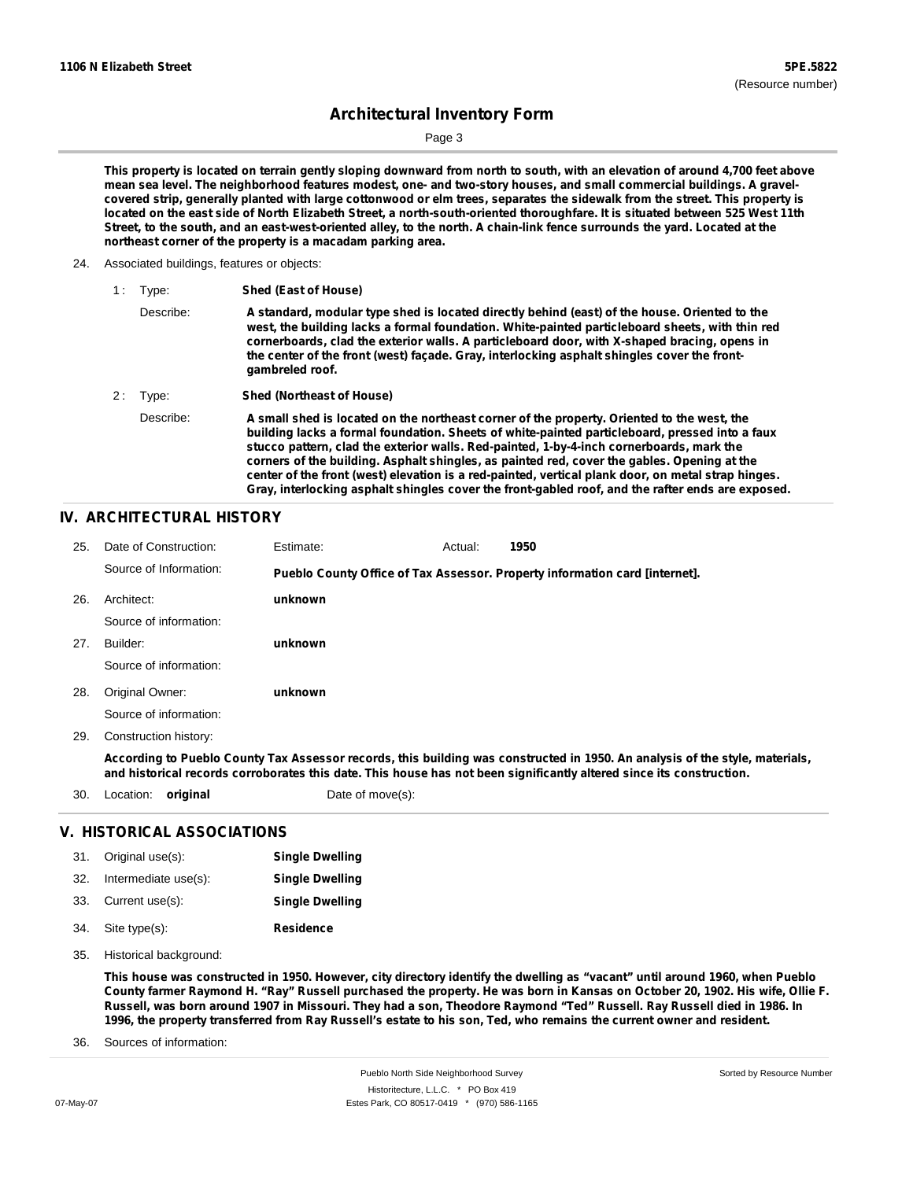**1106 N Elizabeth Street** — **5PE.5822** (Resource number)

# Architectural Inventory Form

**This property is located on terrain gently sloping downward from north to south, with an elevation of around 4,700 feet above mean sea level. The neighborhood features modest, one- and two-story houses, and small commercial buildings. A gravel-covered strip, generally planted with large cottonwood or elm trees, separates the sidewalk from the street. This property is located on the east side of North Elizabeth Street, a north-south-oriented thoroughfare. It is situated between 525 West 11th Street, to the south, and an east-west-oriented alley, to the north. A chain-link fence surrounds the yard. Located at the northeast corner of the property is a macadam parking area.**

24. Associated buildings, features or objects:

1 : Type: **Shed (East of House)**

Describe: **A standard, modular type shed is located directly behind (east) of the house. Oriented to the west, the building lacks a formal foundation. White-painted particleboard sheets, with thin red cornerboards, clad the exterior walls. A particleboard door, with X-shaped bracing, opens in the center of the front (west) façade. Gray, interlocking asphalt shingles cover the front-gambreled roof.**

2 : Type: **Shed (Northeast of House)**

Describe: **A small shed is located on the northeast corner of the property. Oriented to the west, the building lacks a formal foundation. Sheets of white-painted particleboard, pressed into a faux stucco pattern, clad the exterior walls. Red-painted, 1-by-4-inch cornerboards, mark the corners of the building. Asphalt shingles, as painted red, cover the gables. Opening at the center of the front (west) elevation is a red-painted, vertical plank door, on metal strap hinges. Gray, interlocking asphalt shingles cover the front-gabled roof, and the rafter ends are exposed.**

## IV. ARCHITECTURAL HISTORY

25. Date of Construction: Estimate: Actual: **1950**

Source of Information: **Pueblo County Office of Tax Assessor. Property information card [internet].**

26. Architect: **unknown**

Source of information:

27. Builder: **unknown**

Source of information:

28. Original Owner: **unknown**

Source of information:

29. Construction history:

**According to Pueblo County Tax Assessor records, this building was constructed in 1950. An analysis of the style, materials, and historical records corroborates this date. This house has not been significantly altered since its construction.**

30. Location: **original** Date of move(s):

## V. HISTORICAL ASSOCIATIONS

31. Original use(s): **Single Dwelling**
32. Intermediate use(s): **Single Dwelling**
33. Current use(s): **Single Dwelling**
34. Site type(s): **Residence**

35. Historical background:

**This house was constructed in 1950. However, city directory identify the dwelling as "vacant" until around 1960, when Pueblo County farmer Raymond H. "Ray" Russell purchased the property. He was born in Kansas on October 20, 1902. His wife, Ollie F. Russell, was born around 1907 in Missouri. They had a son, Theodore Raymond "Ted" Russell. Ray Russell died in 1986. In 1996, the property transferred from Ray Russell's estate to his son, Ted, who remains the current owner and resident.**

36. Sources of information: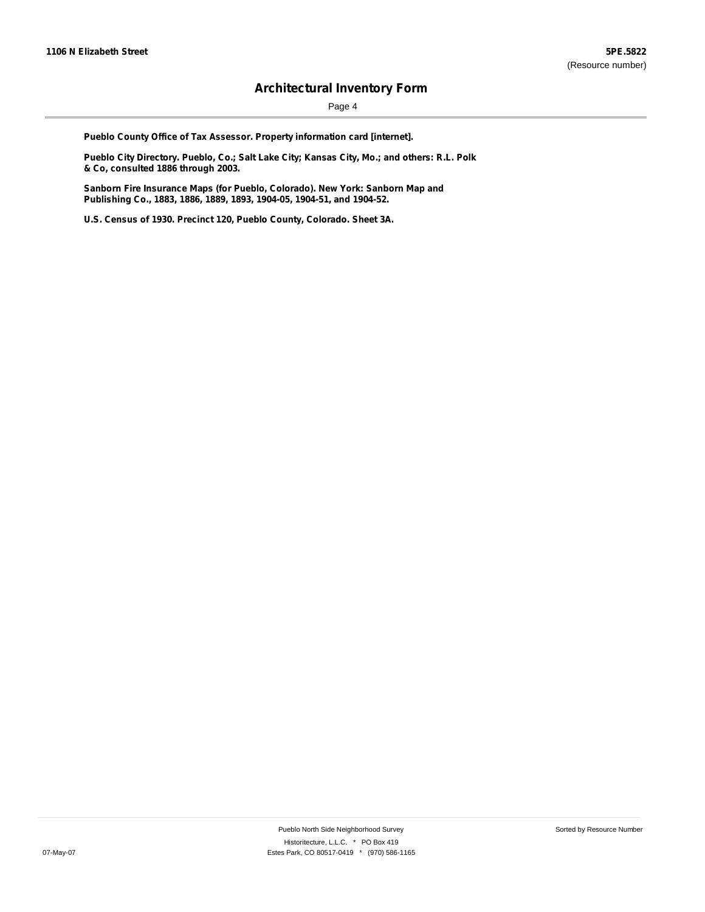**Pueblo County Office of Tax Assessor. Property information card [internet].**

**Pueblo City Directory. Pueblo, Co.; Salt Lake City; Kansas City, Mo.; and others: R.L. Polk & Co, consulted 1886 through 2003.**

**Sanborn Fire Insurance Maps (for Pueblo, Colorado). New York: Sanborn Map and Publishing Co., 1883, 1886, 1889, 1893, 1904-05, 1904-51, and 1904-52.**

**U.S. Census of 1930. Precinct 120, Pueblo County, Colorado. Sheet 3A.**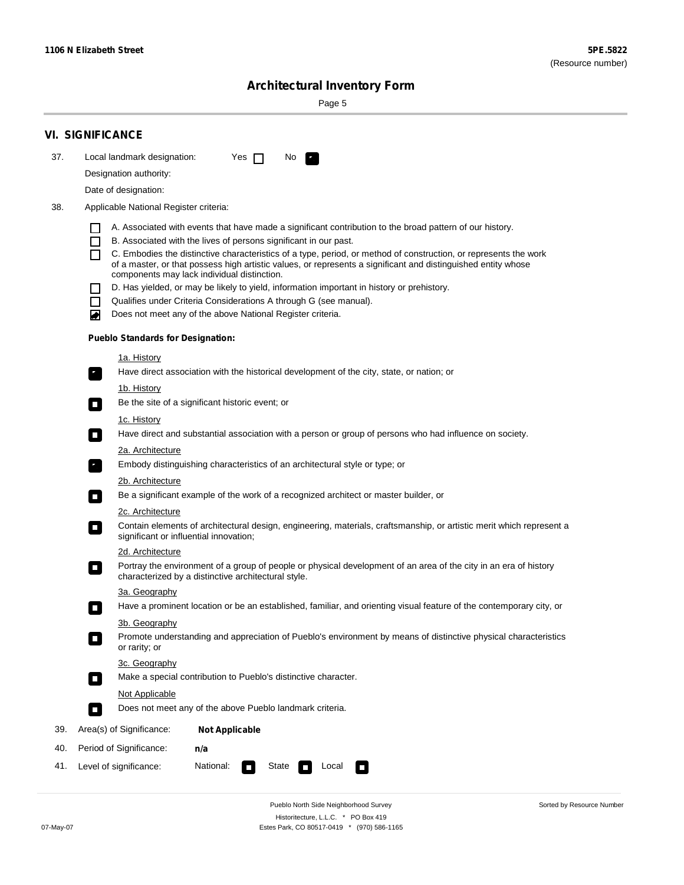## VI. SIGNIFICANCE

37. Local landmark designation: Yes ☐ No ☑

Designation authority:

Date of designation:

38. Applicable National Register criteria:

- ☐ A. Associated with events that have made a significant contribution to the broad pattern of our history.
- ☐ B. Associated with the lives of persons significant in our past.
- ☐ C. Embodies the distinctive characteristics of a type, period, or method of construction, or represents the work of a master, or that possess high artistic values, or represents a significant and distinguished entity whose components may lack individual distinction.
- ☐ D. Has yielded, or may be likely to yield, information important in history or prehistory.
- ☐ Qualifies under Criteria Considerations A through G (see manual).
- ☑ Does not meet any of the above National Register criteria.

### Pueblo Standards for Designation:

1a. History
- ☑ Have direct association with the historical development of the city, state, or nation; or

1b. History
- ☐ Be the site of a significant historic event; or

1c. History
- ☐ Have direct and substantial association with a person or group of persons who had influence on society.

2a. Architecture
- ☑ Embody distinguishing characteristics of an architectural style or type; or

2b. Architecture
- ☐ Be a significant example of the work of a recognized architect or master builder, or

2c. Architecture
- ☐ Contain elements of architectural design, engineering, materials, craftsmanship, or artistic merit which represent a significant or influential innovation;

2d. Architecture
- ☐ Portray the environment of a group of people or physical development of an area of the city in an era of history characterized by a distinctive architectural style.

3a. Geography
- ☐ Have a prominent location or be an established, familiar, and orienting visual feature of the contemporary city, or

3b. Geography
- ☐ Promote understanding and appreciation of Pueblo's environment by means of distinctive physical characteristics or rarity; or

3c. Geography
- ☐ Make a special contribution to Pueblo's distinctive character.

Not Applicable
- ☐ Does not meet any of the above Pueblo landmark criteria.

39. Area(s) of Significance: **Not Applicable**

40. Period of Significance: **n/a**

41. Level of significance: National: ☐ State ☐ Local ☐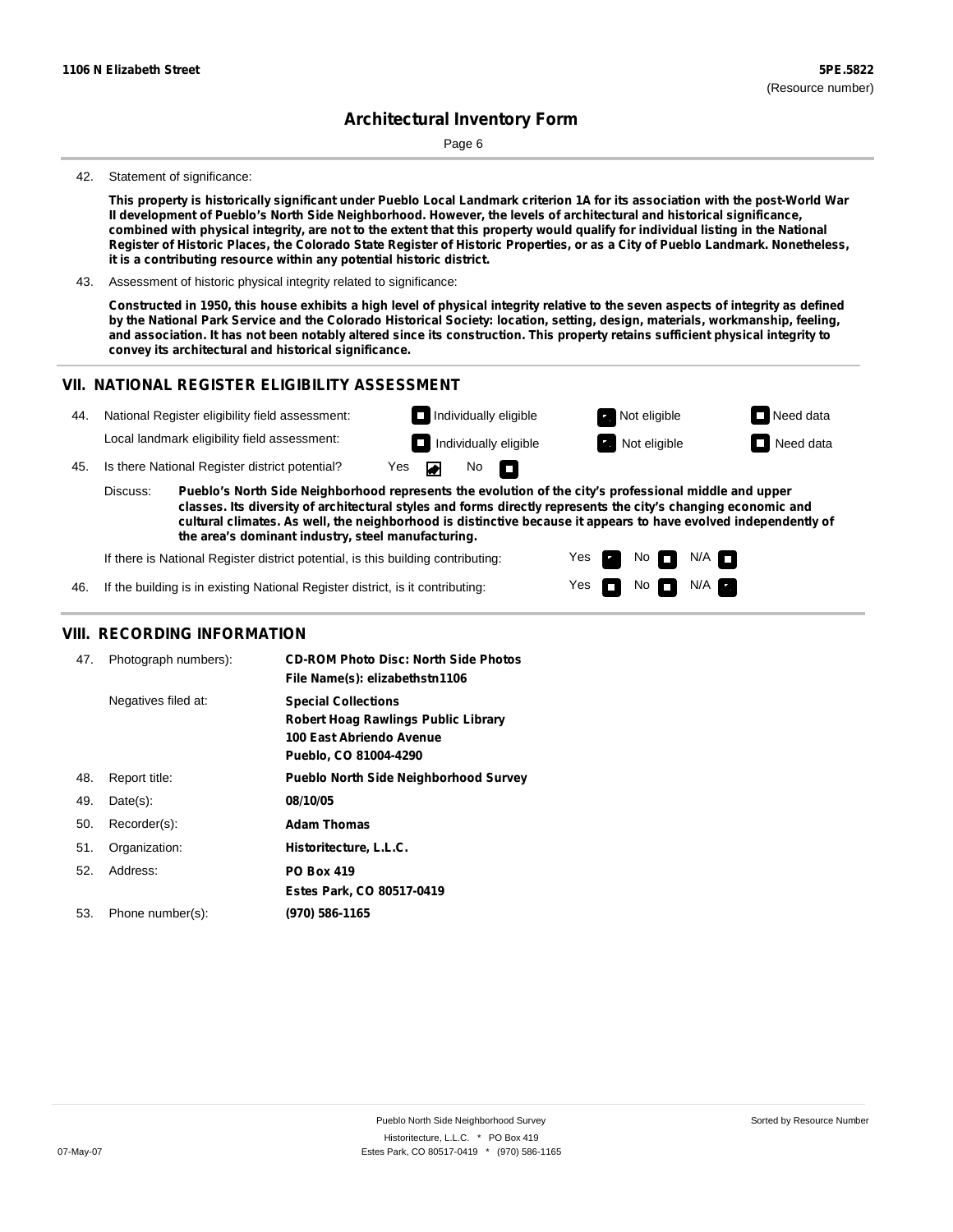## Architectural Inventory Form

42. Statement of significance:

**This property is historically significant under Pueblo Local Landmark criterion 1A for its association with the post-World War II development of Pueblo's North Side Neighborhood. However, the levels of architectural and historical significance, combined with physical integrity, are not to the extent that this property would qualify for individual listing in the National Register of Historic Places, the Colorado State Register of Historic Properties, or as a City of Pueblo Landmark. Nonetheless, it is a contributing resource within any potential historic district.**

43. Assessment of historic physical integrity related to significance:

**Constructed in 1950, this house exhibits a high level of physical integrity relative to the seven aspects of integrity as defined by the National Park Service and the Colorado Historical Society: location, setting, design, materials, workmanship, feeling, and association. It has not been notably altered since its construction. This property retains sufficient physical integrity to convey its architectural and historical significance.**

## VII. NATIONAL REGISTER ELIGIBILITY ASSESSMENT

44. National Register eligibility field assessment: Individually eligible ☐ Not eligible ☒ Need data ☐

Local landmark eligibility field assessment: Individually eligible ☐ Not eligible ☒ Need data ☐

45. Is there National Register district potential? Yes ☒ No ☐

Discuss: **Pueblo's North Side Neighborhood represents the evolution of the city's professional middle and upper classes. Its diversity of architectural styles and forms directly represents the city's changing economic and cultural climates. As well, the neighborhood is distinctive because it appears to have evolved independently of the area's dominant industry, steel manufacturing.**

If there is National Register district potential, is this building contributing: Yes ☒ No ☐ N/A ☐

46. If the building is in existing National Register district, is it contributing: Yes ☐ No ☐ N/A ☒

## VIII. RECORDING INFORMATION

| | | |
|---|---|---|
| 47. | Photograph numbers): | **CD-ROM Photo Disc: North Side Photos**<br>**File Name(s): elizabethstn1106** |
| | Negatives filed at: | **Special Collections**<br>**Robert Hoag Rawlings Public Library**<br>**100 East Abriendo Avenue**<br>**Pueblo, CO 81004-4290** |
| 48. | Report title: | **Pueblo North Side Neighborhood Survey** |
| 49. | Date(s): | **08/10/05** |
| 50. | Recorder(s): | **Adam Thomas** |
| 51. | Organization: | **Historitecture, L.L.C.** |
| 52. | Address: | **PO Box 419**<br>**Estes Park, CO 80517-0419** |
| 53. | Phone number(s): | **(970) 586-1165** |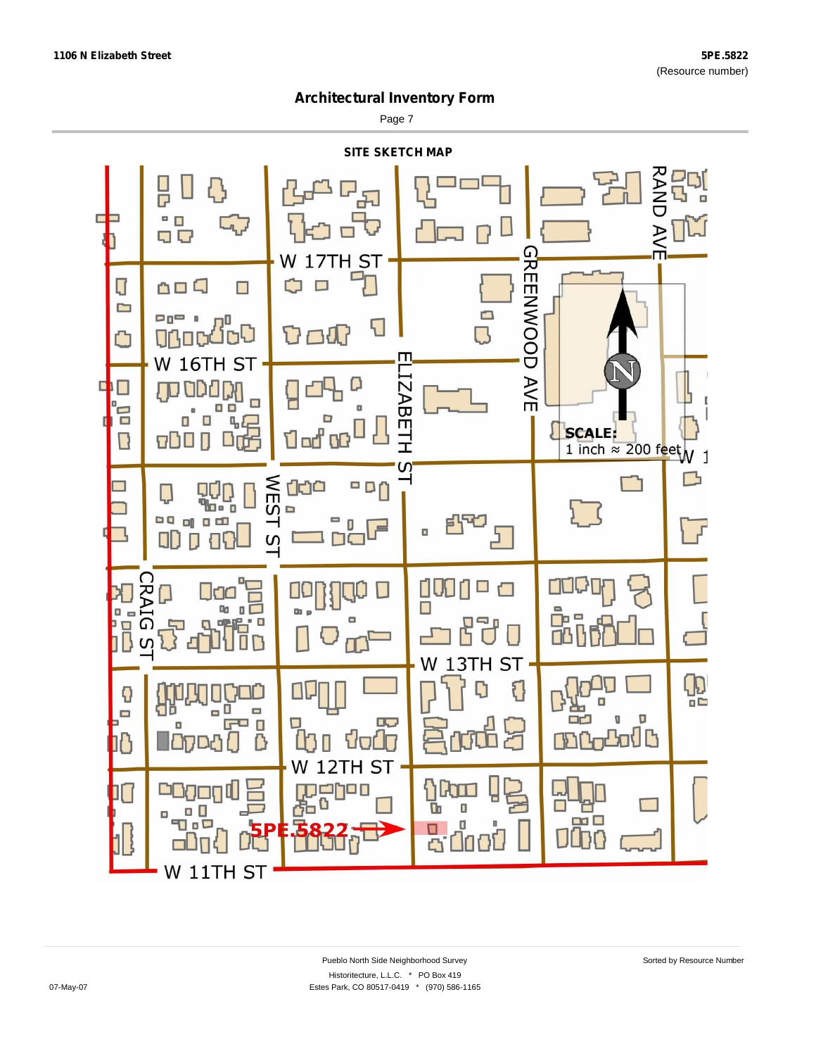## Architectural Inventory Form

### SITE SKETCH MAP

W 17TH ST

W 16TH ST

W 13TH ST

W 12TH ST

W 11TH ST

CRAIG ST

WEST ST

ELIZABETH ST

GREENWOOD AVE

RAND AVE

5PE.5822

SCALE:
1 inch ≈ 200 feet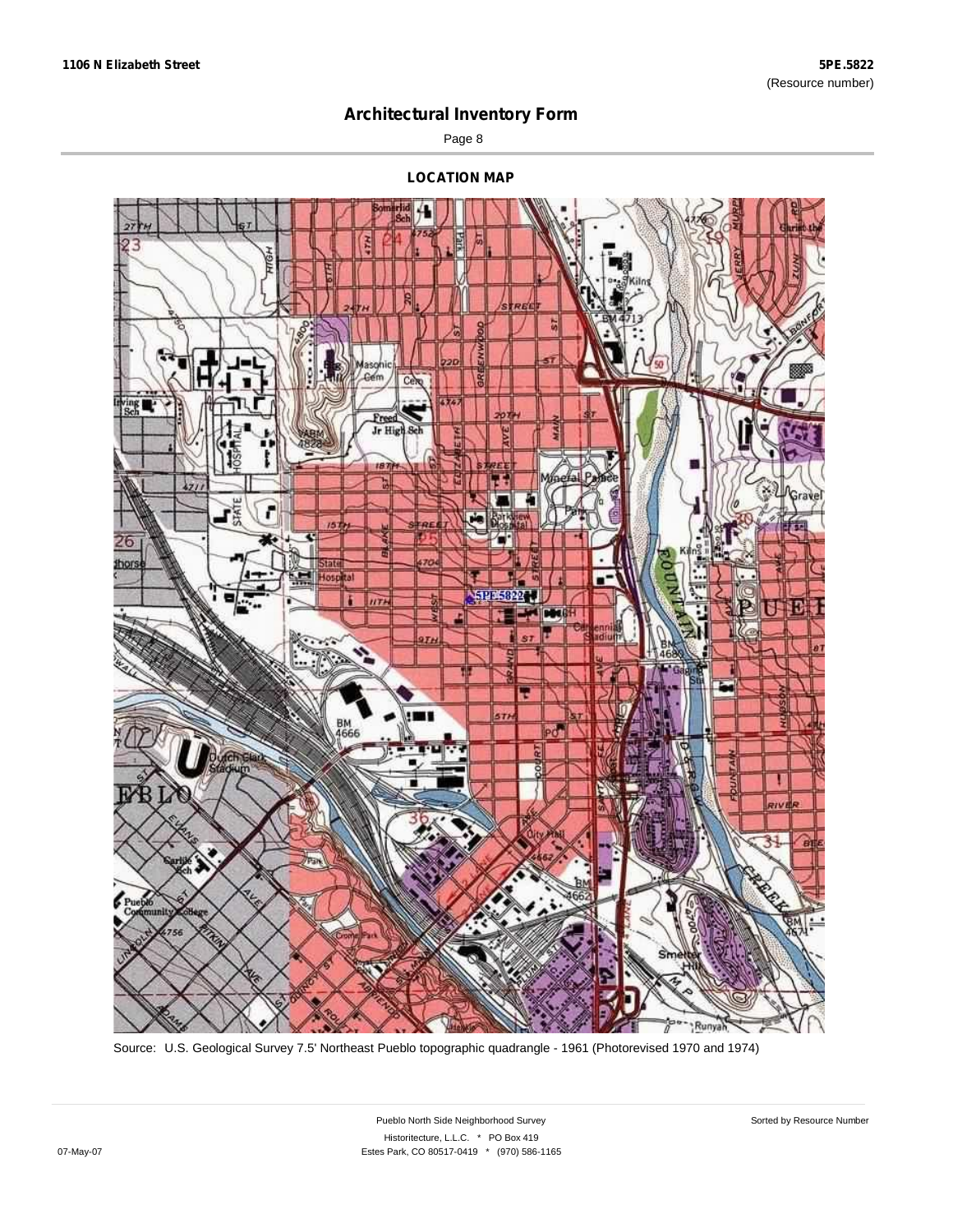# Architectural Inventory Form

## LOCATION MAP

Source: U.S. Geological Survey 7.5' Northeast Pueblo topographic quadrangle - 1961 (Photorevised 1970 and 1974)